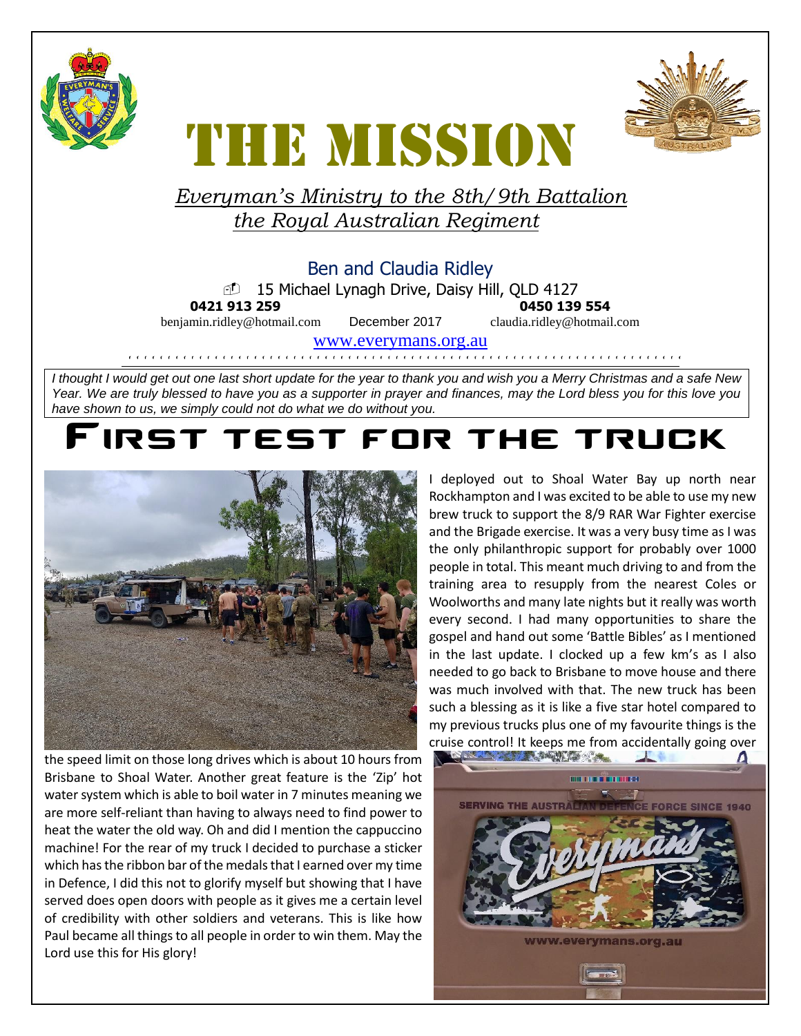# THE MISSION

*Everyman's Ministry to the 8th/9th Battalion the Royal Australian Regiment*

Ben and Claudia Ridley

15 Michael Lynagh Drive, Daisy Hill, QLD 4127

**0421 913 259** **0450 139 554**

benjamin.ridley@hotmail.com December 2017 claudia.ridley@hotmail.com

www.everymans.org.au

*I thought I would get out one last short update for the year to thank you and wish you a Merry Christmas and a safe New Year. We are truly blessed to have you as a supporter in prayer and finances, may the Lord bless you for this love you have shown to us, we simply could not do what we do without you.*

# First test for the truck

I deployed out to Shoal Water Bay up north near Rockhampton and I was excited to be able to use my new brew truck to support the 8/9 RAR War Fighter exercise and the Brigade exercise. It was a very busy time as I was the only philanthropic support for probably over 1000 people in total. This meant much driving to and from the training area to resupply from the nearest Coles or Woolworths and many late nights but it really was worth every second. I had many opportunities to share the gospel and hand out some 'Battle Bibles' as I mentioned in the last update. I clocked up a few km's as I also needed to go back to Brisbane to move house and there was much involved with that. The new truck has been such a blessing as it is like a five star hotel compared to my previous trucks plus one of my favourite things is the cruise control! It keeps me from accidentally going over the speed limit on those long drives which is about 10 hours from Brisbane to Shoal Water. Another great feature is the 'Zip' hot water system which is able to boil water in 7 minutes meaning we are more self-reliant than having to always need to find power to heat the water the old way. Oh and did I mention the cappuccino machine! For the rear of my truck I decided to purchase a sticker which has the ribbon bar of the medals that I earned over my time in Defence, I did this not to glorify myself but showing that I have served does open doors with people as it gives me a certain level of credibility with other soldiers and veterans. This is like how Paul became all things to all people in order to win them. May the Lord use this for His glory!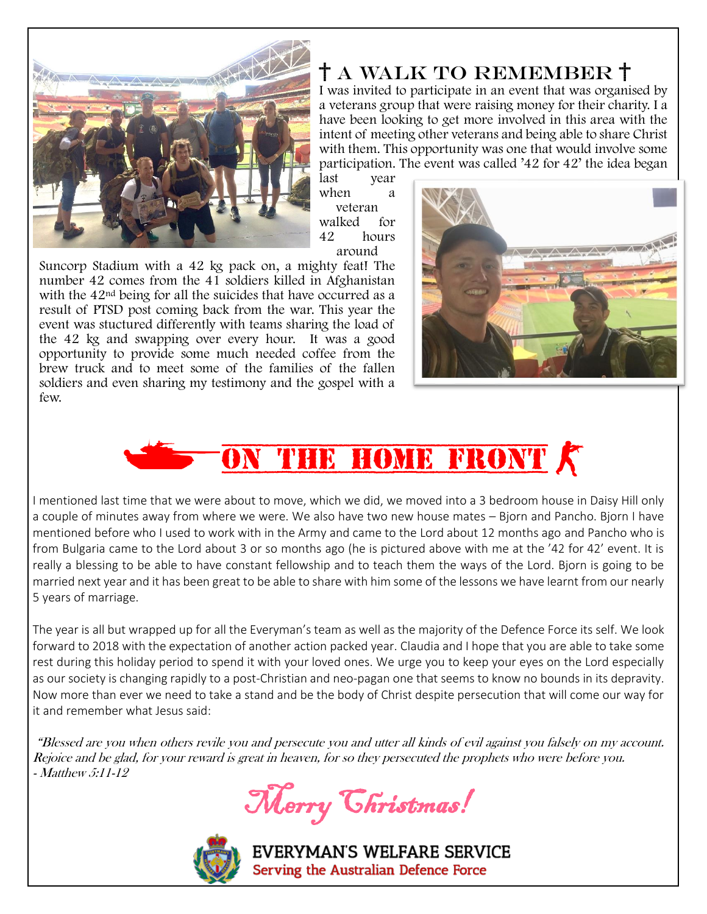# † A WALK TO REMEMBER †

I was invited to participate in an event that was organised by a veterans group that were raising money for their charity. I a have been looking to get more involved in this area with the intent of meeting other veterans and being able to share Christ with them. This opportunity was one that would involve some participation. The event was called '42 for 42' the idea began last year when a veteran walked for 42 hours around Suncorp Stadium with a 42 kg pack on, a mighty feat! The number 42 comes from the 41 soldiers killed in Afghanistan with the 42nd being for all the suicides that have occurred as a result of PTSD post coming back from the war. This year the event was stuctured differently with teams sharing the load of the 42 kg and swapping over every hour. It was a good opportunity to provide some much needed coffee from the brew truck and to meet some of the families of the fallen soldiers and even sharing my testimony and the gospel with a few.

# ON THE HOME FRONT

I mentioned last time that we were about to move, which we did, we moved into a 3 bedroom house in Daisy Hill only a couple of minutes away from where we were. We also have two new house mates – Bjorn and Pancho. Bjorn I have mentioned before who I used to work with in the Army and came to the Lord about 12 months ago and Pancho who is from Bulgaria came to the Lord about 3 or so months ago (he is pictured above with me at the '42 for 42' event. It is really a blessing to be able to have constant fellowship and to teach them the ways of the Lord. Bjorn is going to be married next year and it has been great to be able to share with him some of the lessons we have learnt from our nearly 5 years of marriage.

The year is all but wrapped up for all the Everyman's team as well as the majority of the Defence Force its self. We look forward to 2018 with the expectation of another action packed year. Claudia and I hope that you are able to take some rest during this holiday period to spend it with your loved ones. We urge you to keep your eyes on the Lord especially as our society is changing rapidly to a post-Christian and neo-pagan one that seems to know no bounds in its depravity. Now more than ever we need to take a stand and be the body of Christ despite persecution that will come our way for it and remember what Jesus said:

*"Blessed are you when others revile you and persecute you and utter all kinds of evil against you falsely on my account. Rejoice and be glad, for your reward is great in heaven, for so they persecuted the prophets who were before you.*
*- Matthew 5:11-12*

*Merry Christmas!*

**EVERYMAN'S WELFARE SERVICE**
**Serving the Australian Defence Force**